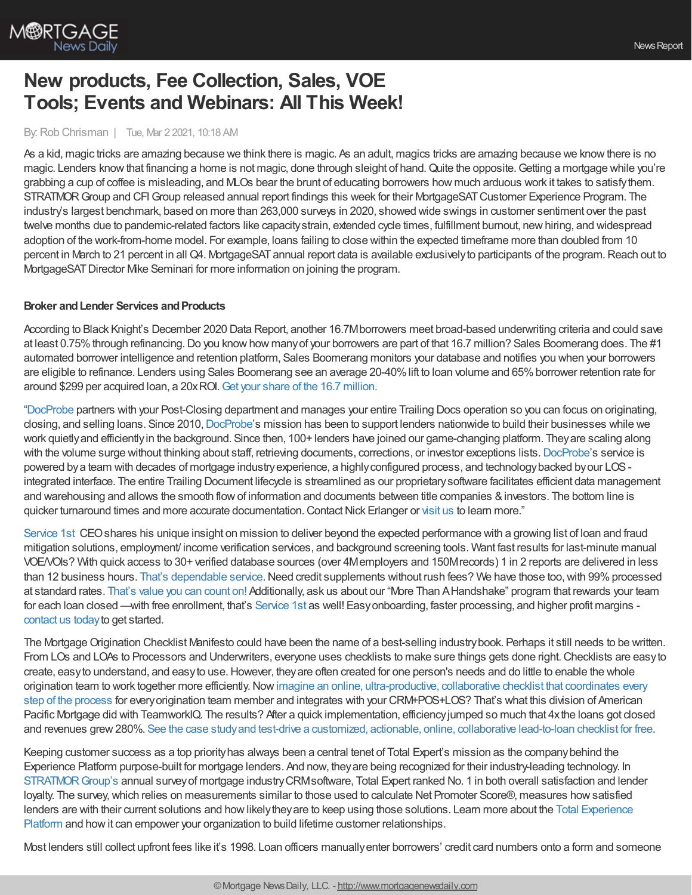# New products, Fee Collection, Sales, VOE Tools; Events and Webinars: All This Week!

By: Rob Chrisman | Tue, Mar 2 2021, 10:18 AM

As a kid, magic tricks are amazing because we think there is magic. As an adult, magics tricks are amazing because we know there is no magic. Lenders know that financing a home is not magic, done through sleight of hand. Quite the opposite. Getting a mortgage while you're grabbing a cup of coffee is misleading, and MLOs bear the brunt of educating borrowers how much arduous work it takes to satisfy them. STRATMOR Group and CFI Group released annual report findings this week for their MortgageSAT Customer Experience Program. The industry's largest benchmark, based on more than 263,000 surveys in 2020, showed wide swings in customer sentiment over the past twelve months due to pandemic-related factors like capacity strain, extended cycle times, fulfillment burnout, new hiring, and widespread adoption of the work-from-home model. For example, loans failing to close within the expected timeframe more than doubled from 10 percent in March to 21 percent in all Q4. MortgageSAT annual report data is available exclusively to participants of the program. Reach out to MortgageSAT Director Mike Seminari for more information on joining the program.

**Broker and Lender Services and Products**

According to Black Knight's December 2020 Data Report, another 16.7M borrowers meet broad-based underwriting criteria and could save at least 0.75% through refinancing. Do you know how many of your borrowers are part of that 16.7 million? Sales Boomerang does. The #1 automated borrower intelligence and retention platform, Sales Boomerang monitors your database and notifies you when your borrowers are eligible to refinance. Lenders using Sales Boomerang see an average 20-40% lift to loan volume and 65% borrower retention rate for around $299 per acquired loan, a 20x ROI. Get your share of the 16.7 million.

"DocProbe partners with your Post-Closing department and manages your entire Trailing Docs operation so you can focus on originating, closing, and selling loans. Since 2010, DocProbe's mission has been to support lenders nationwide to build their businesses while we work quietly and efficiently in the background. Since then, 100+ lenders have joined our game-changing platform. They are scaling along with the volume surge without thinking about staff, retrieving documents, corrections, or investor exceptions lists. DocProbe's service is powered by a team with decades of mortgage industry experience, a highly configured process, and technology backed by our LOS-integrated interface. The entire Trailing Document lifecycle is streamlined as our proprietary software facilitates efficient data management and warehousing and allows the smooth flow of information and documents between title companies & investors. The bottom line is quicker turnaround times and more accurate documentation. Contact Nick Erlanger or visit us to learn more."

Service 1st CEO shares his unique insight on mission to deliver beyond the expected performance with a growing list of loan and fraud mitigation solutions, employment/ income verification services, and background screening tools. Want fast results for last-minute manual VOE/VOIs? With quick access to 30+ verified database sources (over 4M employers and 150M records) 1 in 2 reports are delivered in less than 12 business hours. That's dependable service. Need credit supplements without rush fees? We have those too, with 99% processed at standard rates. That's value you can count on! Additionally, ask us about our "More Than A Handshake" program that rewards your team for each loan closed—with free enrollment, that's Service 1st as well! Easy onboarding, faster processing, and higher profit margins - contact us today to get started.

The Mortgage Origination Checklist Manifesto could have been the name of a best-selling industry book. Perhaps it still needs to be written. From LOs and LOAs to Processors and Underwriters, everyone uses checklists to make sure things gets done right. Checklists are easy to create, easy to understand, and easy to use. However, they are often created for one person's needs and do little to enable the whole origination team to work together more efficiently. Now imagine an online, ultra-productive, collaborative checklist that coordinates every step of the process for every origination team member and integrates with your CRM+POS+LOS? That's what this division of American Pacific Mortgage did with TeamworkIQ. The results? After a quick implementation, efficiency jumped so much that 4x the loans got closed and revenues grew 280%. See the case study and test-drive a customized, actionable, online, collaborative lead-to-loan checklist for free.

Keeping customer success as a top priority has always been a central tenet of Total Expert's mission as the company behind the Experience Platform purpose-built for mortgage lenders. And now, they are being recognized for their industry-leading technology. In STRATMOR Group's annual survey of mortgage industry CRM software, Total Expert ranked No. 1 in both overall satisfaction and lender loyalty. The survey, which relies on measurements similar to those used to calculate Net Promoter Score®, measures how satisfied lenders are with their current solutions and how likely they are to keep using those solutions. Learn more about the Total Experience Platform and how it can empower your organization to build lifetime customer relationships.

Most lenders still collect upfront fees like it's 1998. Loan officers manually enter borrowers' credit card numbers onto a form and someone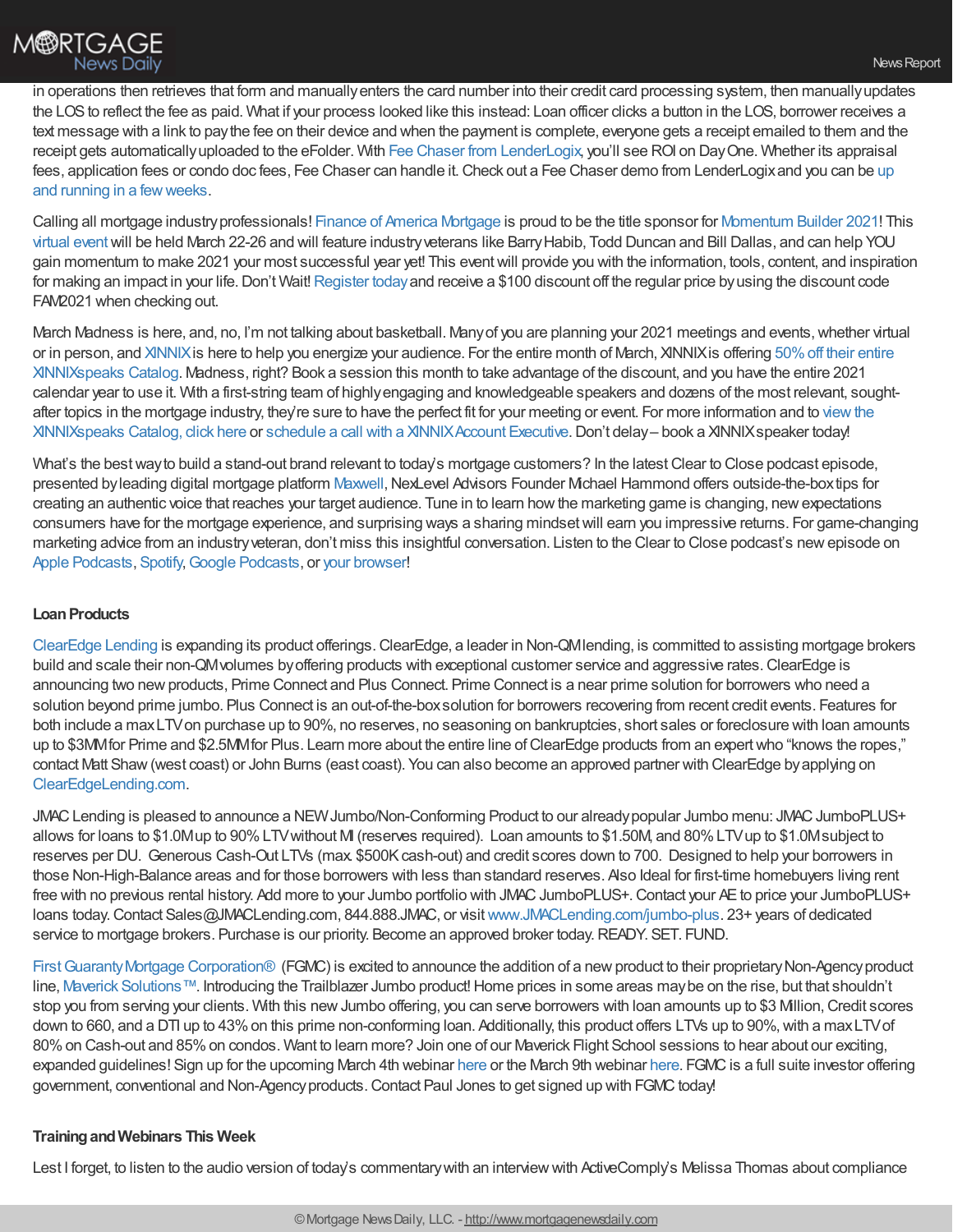in operations then retrieves that form and manually enters the card number into their credit card processing system, then manually updates the LOS to reflect the fee as paid. What if your process looked like this instead: Loan officer clicks a button in the LOS, borrower receives a text message with a link to pay the fee on their device and when the payment is complete, everyone gets a receipt emailed to them and the receipt gets automatically uploaded to the eFolder. With Fee Chaser from LenderLogix, you'll see ROI on Day One. Whether its appraisal fees, application fees or condo doc fees, Fee Chaser can handle it. Check out a Fee Chaser demo from LenderLogix and you can be up and running in a few weeks.

Calling all mortgage industry professionals! Finance of America Mortgage is proud to be the title sponsor for Momentum Builder 2021! This virtual event will be held March 22-26 and will feature industry veterans like Barry Habib, Todd Duncan and Bill Dallas, and can help YOU gain momentum to make 2021 your most successful year yet! This event will provide you with the information, tools, content, and inspiration for making an impact in your life. Don't Wait! Register today and receive a $100 discount off the regular price by using the discount code FAM2021 when checking out.

March Madness is here, and, no, I'm not talking about basketball. Many of you are planning your 2021 meetings and events, whether virtual or in person, and XINNIX is here to help you energize your audience. For the entire month of March, XINNIX is offering 50% off their entire XINNIXspeaks Catalog. Madness, right? Book a session this month to take advantage of the discount, and you have the entire 2021 calendar year to use it. With a first-string team of highly engaging and knowledgeable speakers and dozens of the most relevant, sought-after topics in the mortgage industry, they're sure to have the perfect fit for your meeting or event. For more information and to view the XINNIXspeaks Catalog, click here or schedule a call with a XINNIX Account Executive. Don't delay – book a XINNIX speaker today!

What's the best way to build a stand-out brand relevant to today's mortgage customers? In the latest Clear to Close podcast episode, presented by leading digital mortgage platform Maxwell, NexLevel Advisors Founder Michael Hammond offers outside-the-box tips for creating an authentic voice that reaches your target audience. Tune in to learn how the marketing game is changing, new expectations consumers have for the mortgage experience, and surprising ways a sharing mindset will earn you impressive returns. For game-changing marketing advice from an industry veteran, don't miss this insightful conversation. Listen to the Clear to Close podcast's new episode on Apple Podcasts, Spotify, Google Podcasts, or your browser!

### Loan Products

ClearEdge Lending is expanding its product offerings. ClearEdge, a leader in Non-QM lending, is committed to assisting mortgage brokers build and scale their non-QM volumes by offering products with exceptional customer service and aggressive rates. ClearEdge is announcing two new products, Prime Connect and Plus Connect. Prime Connect is a near prime solution for borrowers who need a solution beyond prime jumbo. Plus Connect is an out-of-the-box solution for borrowers recovering from recent credit events. Features for both include a max LTV on purchase up to 90%, no reserves, no seasoning on bankruptcies, short sales or foreclosure with loan amounts up to $3MM for Prime and $2.5MM for Plus. Learn more about the entire line of ClearEdge products from an expert who "knows the ropes," contact Matt Shaw (west coast) or John Burns (east coast). You can also become an approved partner with ClearEdge by applying on ClearEdgeLending.com.

JMAC Lending is pleased to announce a NEW Jumbo/Non-Conforming Product to our already popular Jumbo menu: JMAC JumboPLUS+ allows for loans to $1.0M up to 90% LTV without MI (reserves required). Loan amounts to $1.50M, and 80% LTV up to $1.0M subject to reserves per DU. Generous Cash-Out LTVs (max. $500K cash-out) and credit scores down to 700. Designed to help your borrowers in those Non-High-Balance areas and for those borrowers with less than standard reserves. Also Ideal for first-time homebuyers living rent free with no previous rental history. Add more to your Jumbo portfolio with JMAC JumboPLUS+. Contact your AE to price your JumboPLUS+ loans today. Contact Sales@JMACLending.com, 844.888.JMAC, or visit www.JMACLending.com/jumbo-plus. 23+ years of dedicated service to mortgage brokers. Purchase is our priority. Become an approved broker today. READY. SET. FUND.

First Guaranty Mortgage Corporation® (FGMC) is excited to announce the addition of a new product to their proprietary Non-Agency product line, Maverick Solutions™. Introducing the Trailblazer Jumbo product! Home prices in some areas may be on the rise, but that shouldn't stop you from serving your clients. With this new Jumbo offering, you can serve borrowers with loan amounts up to $3 Million, Credit scores down to 660, and a DTI up to 43% on this prime non-conforming loan. Additionally, this product offers LTVs up to 90%, with a max LTV of 80% on Cash-out and 85% on condos. Want to learn more? Join one of our Maverick Flight School sessions to hear about our exciting, expanded guidelines! Sign up for the upcoming March 4th webinar here or the March 9th webinar here. FGMC is a full suite investor offering government, conventional and Non-Agency products. Contact Paul Jones to get signed up with FGMC today!

### Training and Webinars This Week

Lest I forget, to listen to the audio version of today's commentary with an interview with ActiveComply's Melissa Thomas about compliance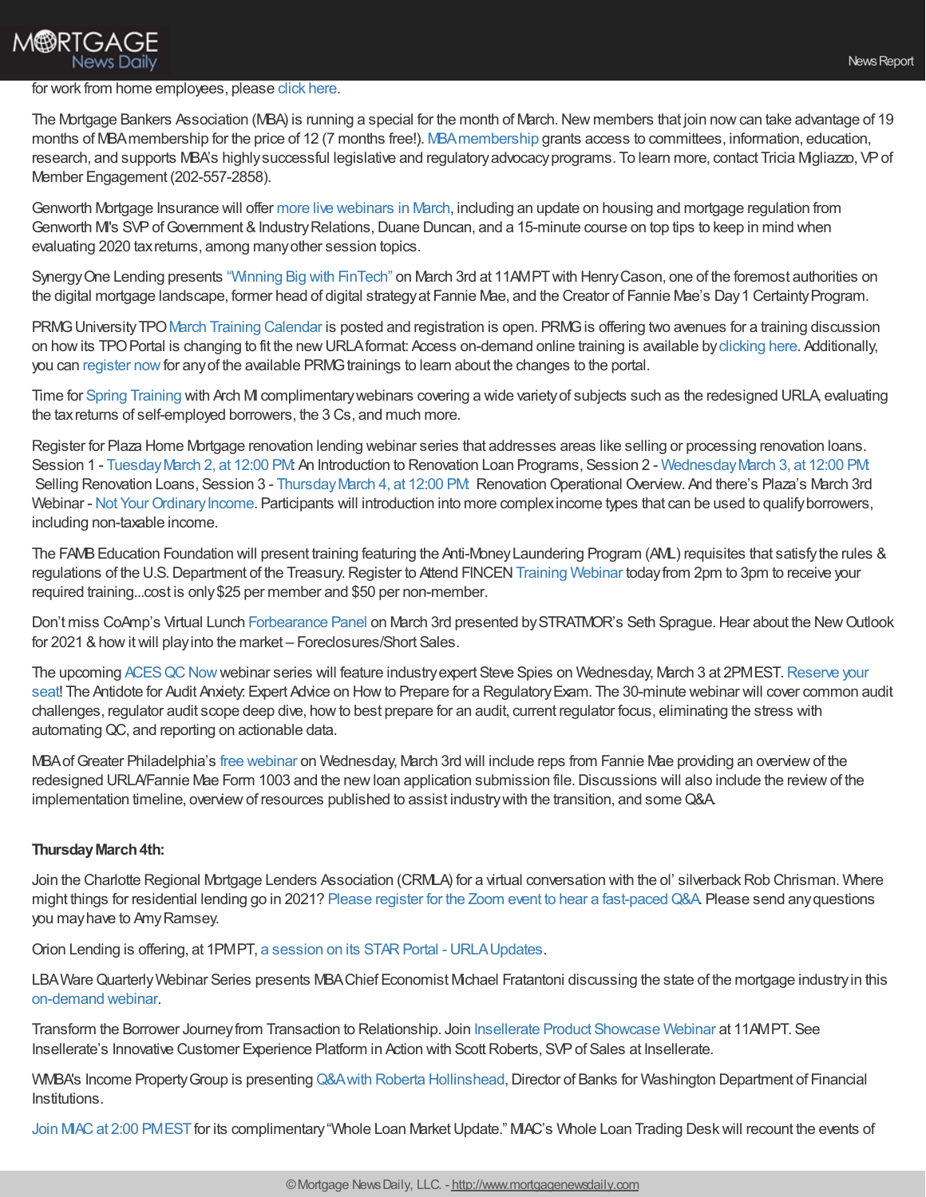for work from home employees, please click here.

The Mortgage Bankers Association (MBA) is running a special for the month of March. New members that join now can take advantage of 19 months of MBA membership for the price of 12 (7 months free!). MBA membership grants access to committees, information, education, research, and supports MBA's highly successful legislative and regulatory advocacy programs. To learn more, contact Tricia Migliazzo, VP of Member Engagement (202-557-2858).

Genworth Mortgage Insurance will offer more live webinars in March, including an update on housing and mortgage regulation from Genworth MI's SVP of Government & Industry Relations, Duane Duncan, and a 15-minute course on top tips to keep in mind when evaluating 2020 tax returns, among many other session topics.

Synergy One Lending presents "Winning Big with FinTech" on March 3rd at 11AM PT with Henry Cason, one of the foremost authorities on the digital mortgage landscape, former head of digital strategy at Fannie Mae, and the Creator of Fannie Mae's Day 1 Certainty Program.

PRMG University TPO March Training Calendar is posted and registration is open. PRMG is offering two avenues for a training discussion on how its TPO Portal is changing to fit the new URLA format: Access on-demand online training is available by clicking here. Additionally, you can register now for any of the available PRMG trainings to learn about the changes to the portal.

Time for Spring Training with Arch MI complimentary webinars covering a wide variety of subjects such as the redesigned URLA, evaluating the tax returns of self-employed borrowers, the 3 Cs, and much more.

Register for Plaza Home Mortgage renovation lending webinar series that addresses areas like selling or processing renovation loans. Session 1 - Tuesday March 2, at 12:00 PM: An Introduction to Renovation Loan Programs, Session 2 - Wednesday March 3, at 12:00 PM: Selling Renovation Loans, Session 3 - Thursday March 4, at 12:00 PM: Renovation Operational Overview. And there's Plaza's March 3rd Webinar - Not Your Ordinary Income. Participants will introduction into more complex income types that can be used to qualify borrowers, including non-taxable income.

The FAMB Education Foundation will present training featuring the Anti-Money Laundering Program (AML) requisites that satisfy the rules & regulations of the U.S. Department of the Treasury. Register to Attend FINCEN Training Webinar today from 2pm to 3pm to receive your required training...cost is only $25 per member and $50 per non-member.

Don't miss CoAmp's Virtual Lunch Forbearance Panel on March 3rd presented by STRATMOR's Seth Sprague. Hear about the New Outlook for 2021 & how it will play into the market – Foreclosures/Short Sales.

The upcoming ACES QC Now webinar series will feature industry expert Steve Spies on Wednesday, March 3 at 2PM EST. Reserve your seat! The Antidote for Audit Anxiety: Expert Advice on How to Prepare for a Regulatory Exam. The 30-minute webinar will cover common audit challenges, regulator audit scope deep dive, how to best prepare for an audit, current regulator focus, eliminating the stress with automating QC, and reporting on actionable data.

MBA of Greater Philadelphia's free webinar on Wednesday, March 3rd will include reps from Fannie Mae providing an overview of the redesigned URLA/Fannie Mae Form 1003 and the new loan application submission file. Discussions will also include the review of the implementation timeline, overview of resources published to assist industry with the transition, and some Q&A.

**Thursday March 4th:**

Join the Charlotte Regional Mortgage Lenders Association (CRMLA) for a virtual conversation with the ol' silverback Rob Chrisman. Where might things for residential lending go in 2021? Please register for the Zoom event to hear a fast-paced Q&A. Please send any questions you may have to Amy Ramsey.

Orion Lending is offering, at 1PM PT, a session on its STAR Portal - URLA Updates.

LBA Ware Quarterly Webinar Series presents MBA Chief Economist Michael Fratantoni discussing the state of the mortgage industry in this on-demand webinar.

Transform the Borrower Journey from Transaction to Relationship. Join Insellerate Product Showcase Webinar at 11AM PT. See Insellerate's Innovative Customer Experience Platform in Action with Scott Roberts, SVP of Sales at Insellerate.

WMBA's Income Property Group is presenting Q&A with Roberta Hollinshead, Director of Banks for Washington Department of Financial Institutions.

Join MIAC at 2:00 PM EST for its complimentary "Whole Loan Market Update." MIAC's Whole Loan Trading Desk will recount the events of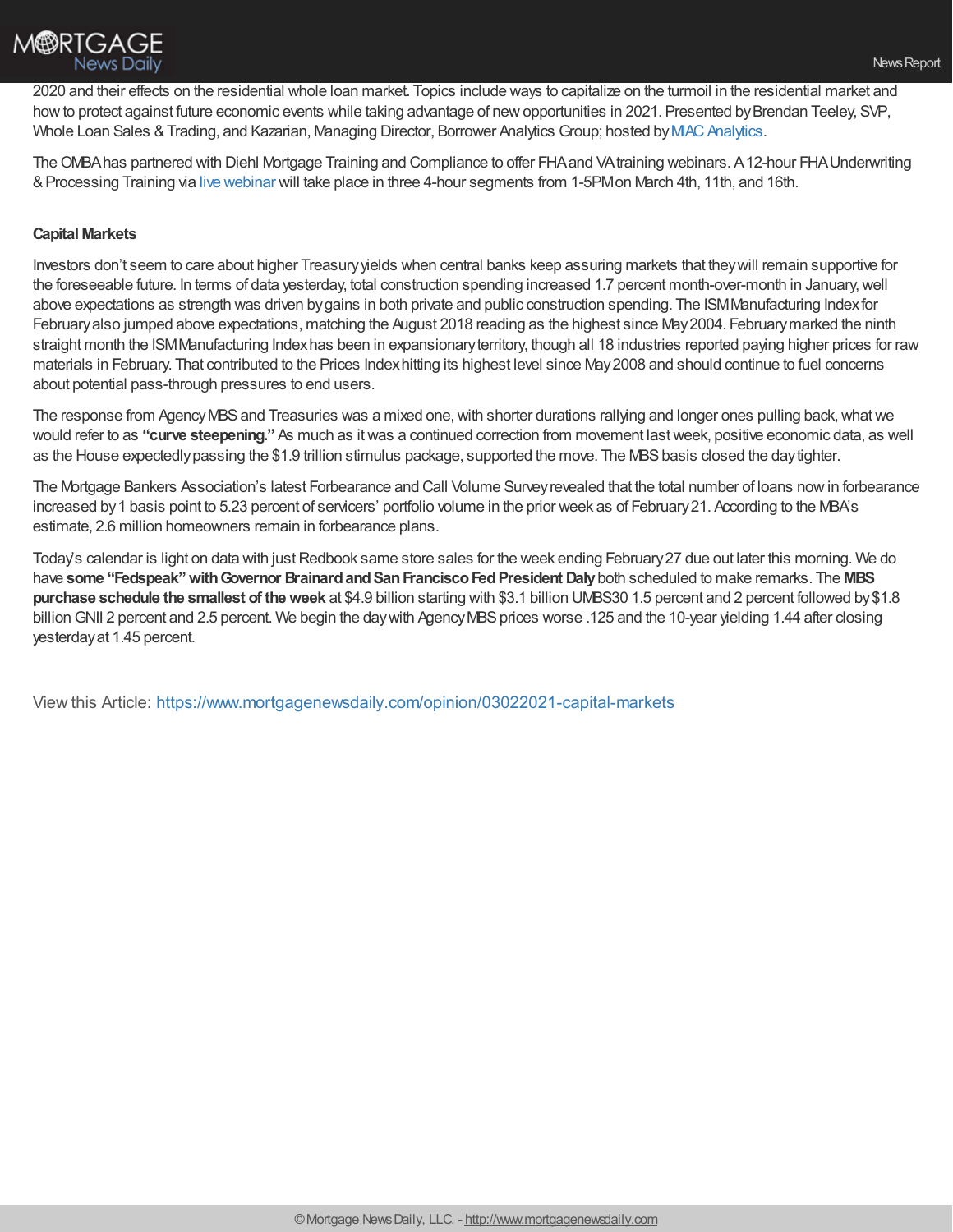2020 and their effects on the residential whole loan market. Topics include ways to capitalize on the turmoil in the residential market and how to protect against future economic events while taking advantage of new opportunities in 2021. Presented by Brendan Teeley, SVP, Whole Loan Sales & Trading, and Kazarian, Managing Director, Borrower Analytics Group; hosted by MIAC Analytics.

The OMBA has partnered with Diehl Mortgage Training and Compliance to offer FHA and VA training webinars. A 12-hour FHA Underwriting & Processing Training via live webinar will take place in three 4-hour segments from 1-5PM on March 4th, 11th, and 16th.

**Capital Markets**

Investors don't seem to care about higher Treasury yields when central banks keep assuring markets that they will remain supportive for the foreseeable future. In terms of data yesterday, total construction spending increased 1.7 percent month-over-month in January, well above expectations as strength was driven by gains in both private and public construction spending. The ISM Manufacturing Index for February also jumped above expectations, matching the August 2018 reading as the highest since May 2004. February marked the ninth straight month the ISM Manufacturing Index has been in expansionary territory, though all 18 industries reported paying higher prices for raw materials in February. That contributed to the Prices Index hitting its highest level since May 2008 and should continue to fuel concerns about potential pass-through pressures to end users.

The response from Agency MBS and Treasuries was a mixed one, with shorter durations rallying and longer ones pulling back, what we would refer to as **"curve steepening."** As much as it was a continued correction from movement last week, positive economic data, as well as the House expectedly passing the $1.9 trillion stimulus package, supported the move. The MBS basis closed the day tighter.

The Mortgage Bankers Association's latest Forbearance and Call Volume Survey revealed that the total number of loans now in forbearance increased by 1 basis point to 5.23 percent of servicers' portfolio volume in the prior week as of February 21. According to the MBA's estimate, 2.6 million homeowners remain in forbearance plans.

Today's calendar is light on data with just Redbook same store sales for the week ending February 27 due out later this morning. We do have **some "Fedspeak" with Governor Brainard and San Francisco Fed President Daly** both scheduled to make remarks. The **MBS purchase schedule the smallest of the week** at $4.9 billion starting with $3.1 billion UMBS30 1.5 percent and 2 percent followed by $1.8 billion GNII 2 percent and 2.5 percent. We begin the day with Agency MBS prices worse .125 and the 10-year yielding 1.44 after closing yesterday at 1.45 percent.

View this Article: https://www.mortgagenewsdaily.com/opinion/03022021-capital-markets